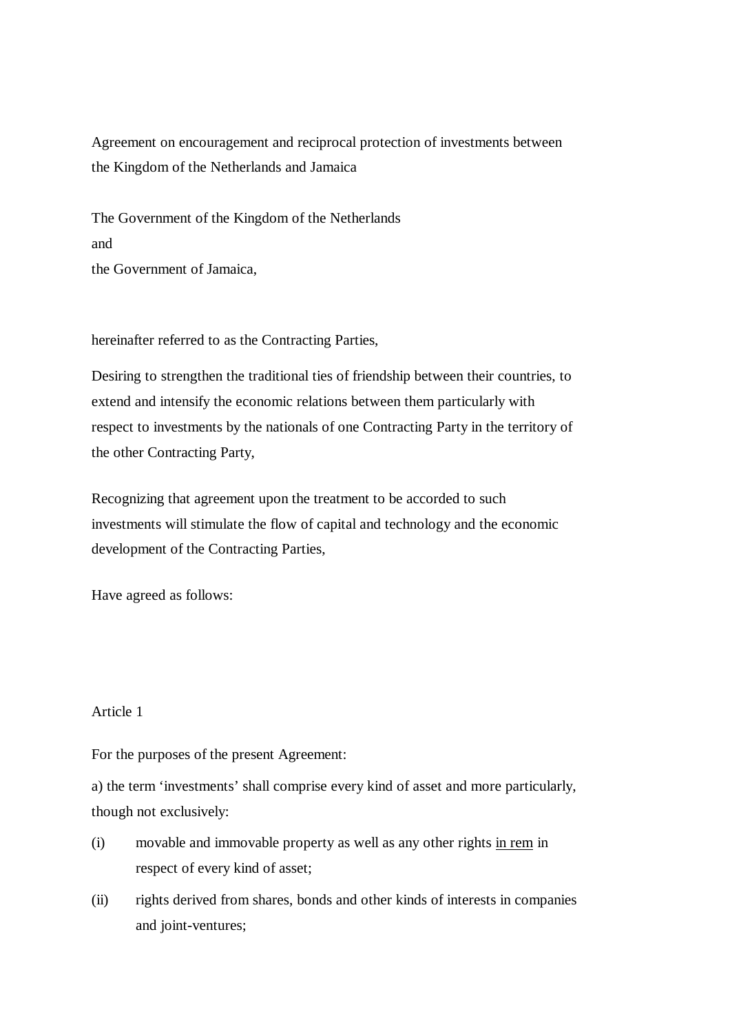# Agreement on encouragement and reciprocal protection of investments between the Kingdom of the Netherlands and Jamaica

The Government of the Kingdom of the Netherlands

and

the Government of Jamaica,

hereinafter referred to as the Contracting Parties,

Desiring to strengthen the traditional ties of friendship between their countries, to extend and intensify the economic relations between them particularly with respect to investments by the nationals of one Contracting Party in the territory of the other Contracting Party,

Recognizing that agreement upon the treatment to be accorded to such investments will stimulate the flow of capital and technology and the economic development of the Contracting Parties,

Have agreed as follows:

## Article 1

For the purposes of the present Agreement:

a) the term 'investments' shall comprise every kind of asset and more particularly, though not exclusively:

(i) movable and immovable property as well as any other rights in rem in respect of every kind of asset;

(ii) rights derived from shares, bonds and other kinds of interests in companies and joint-ventures;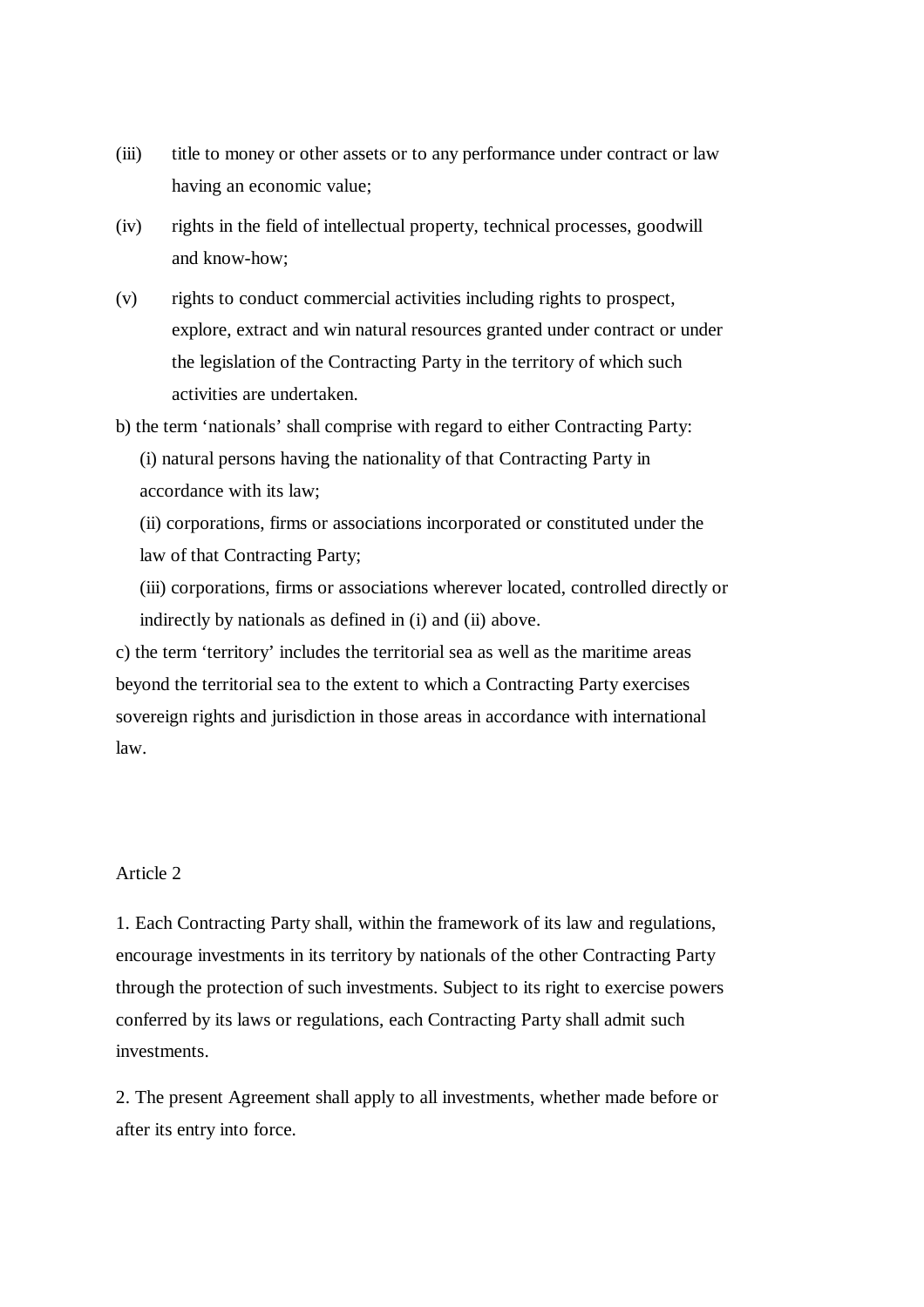(iii) title to money or other assets or to any performance under contract or law having an economic value;

(iv) rights in the field of intellectual property, technical processes, goodwill and know-how;

(v) rights to conduct commercial activities including rights to prospect, explore, extract and win natural resources granted under contract or under the legislation of the Contracting Party in the territory of which such activities are undertaken.

b) the term ‘nationals’ shall comprise with regard to either Contracting Party:

(i) natural persons having the nationality of that Contracting Party in accordance with its law;

(ii) corporations, firms or associations incorporated or constituted under the law of that Contracting Party;

(iii) corporations, firms or associations wherever located, controlled directly or indirectly by nationals as defined in (i) and (ii) above.

c) the term ‘territory’ includes the territorial sea as well as the maritime areas beyond the territorial sea to the extent to which a Contracting Party exercises sovereign rights and jurisdiction in those areas in accordance with international law.

Article 2

1. Each Contracting Party shall, within the framework of its law and regulations, encourage investments in its territory by nationals of the other Contracting Party through the protection of such investments. Subject to its right to exercise powers conferred by its laws or regulations, each Contracting Party shall admit such investments.

2. The present Agreement shall apply to all investments, whether made before or after its entry into force.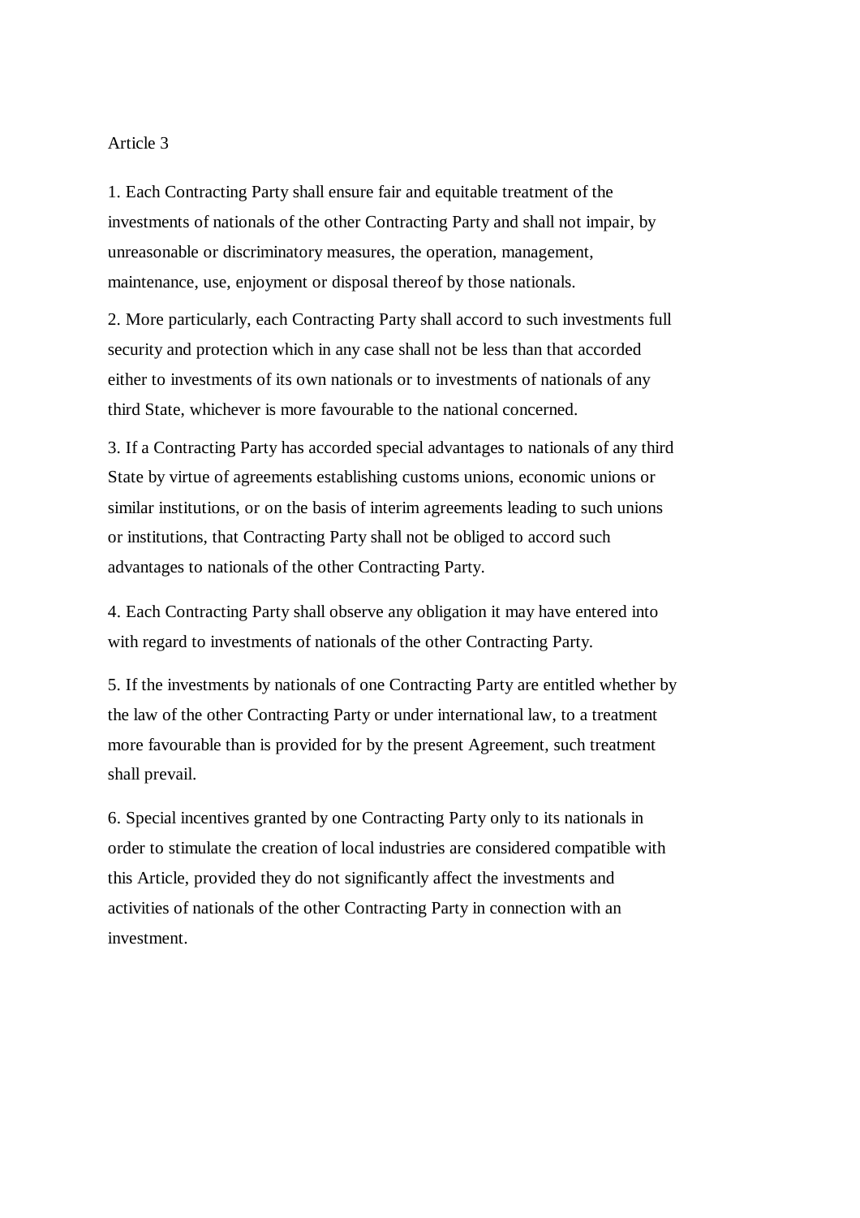Article 3

1. Each Contracting Party shall ensure fair and equitable treatment of the investments of nationals of the other Contracting Party and shall not impair, by unreasonable or discriminatory measures, the operation, management, maintenance, use, enjoyment or disposal thereof by those nationals.

2. More particularly, each Contracting Party shall accord to such investments full security and protection which in any case shall not be less than that accorded either to investments of its own nationals or to investments of nationals of any third State, whichever is more favourable to the national concerned.

3. If a Contracting Party has accorded special advantages to nationals of any third State by virtue of agreements establishing customs unions, economic unions or similar institutions, or on the basis of interim agreements leading to such unions or institutions, that Contracting Party shall not be obliged to accord such advantages to nationals of the other Contracting Party.

4. Each Contracting Party shall observe any obligation it may have entered into with regard to investments of nationals of the other Contracting Party.

5. If the investments by nationals of one Contracting Party are entitled whether by the law of the other Contracting Party or under international law, to a treatment more favourable than is provided for by the present Agreement, such treatment shall prevail.

6. Special incentives granted by one Contracting Party only to its nationals in order to stimulate the creation of local industries are considered compatible with this Article, provided they do not significantly affect the investments and activities of nationals of the other Contracting Party in connection with an investment.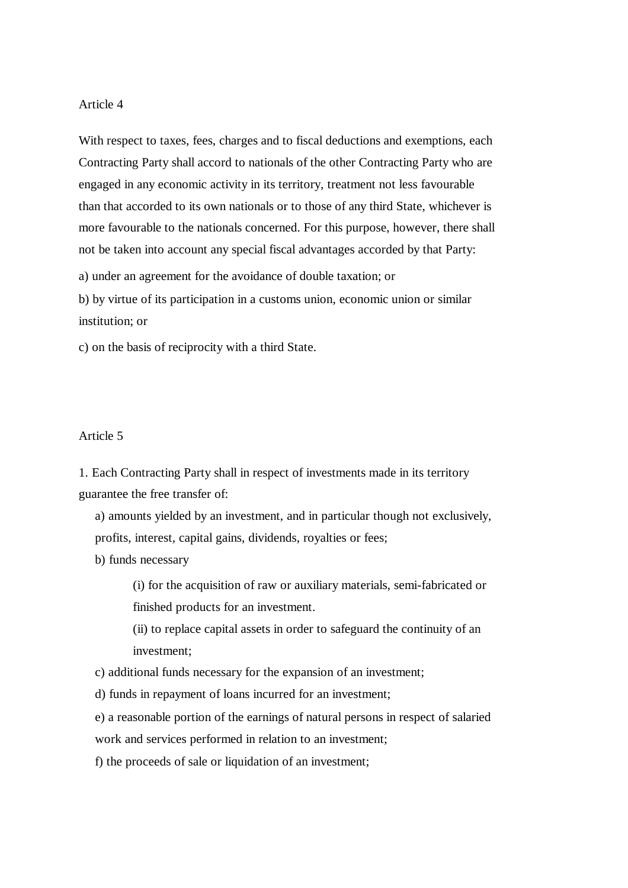Article 4

With respect to taxes, fees, charges and to fiscal deductions and exemptions, each Contracting Party shall accord to nationals of the other Contracting Party who are engaged in any economic activity in its territory, treatment not less favourable than that accorded to its own nationals or to those of any third State, whichever is more favourable to the nationals concerned. For this purpose, however, there shall not be taken into account any special fiscal advantages accorded by that Party:

a) under an agreement for the avoidance of double taxation; or

b) by virtue of its participation in a customs union, economic union or similar institution; or

c) on the basis of reciprocity with a third State.

Article 5

1. Each Contracting Party shall in respect of investments made in its territory guarantee the free transfer of:

   a) amounts yielded by an investment, and in particular though not exclusively, profits, interest, capital gains, dividends, royalties or fees;

   b) funds necessary

      (i) for the acquisition of raw or auxiliary materials, semi-fabricated or finished products for an investment.

      (ii) to replace capital assets in order to safeguard the continuity of an investment;

   c) additional funds necessary for the expansion of an investment;

   d) funds in repayment of loans incurred for an investment;

   e) a reasonable portion of the earnings of natural persons in respect of salaried work and services performed in relation to an investment;

   f) the proceeds of sale or liquidation of an investment;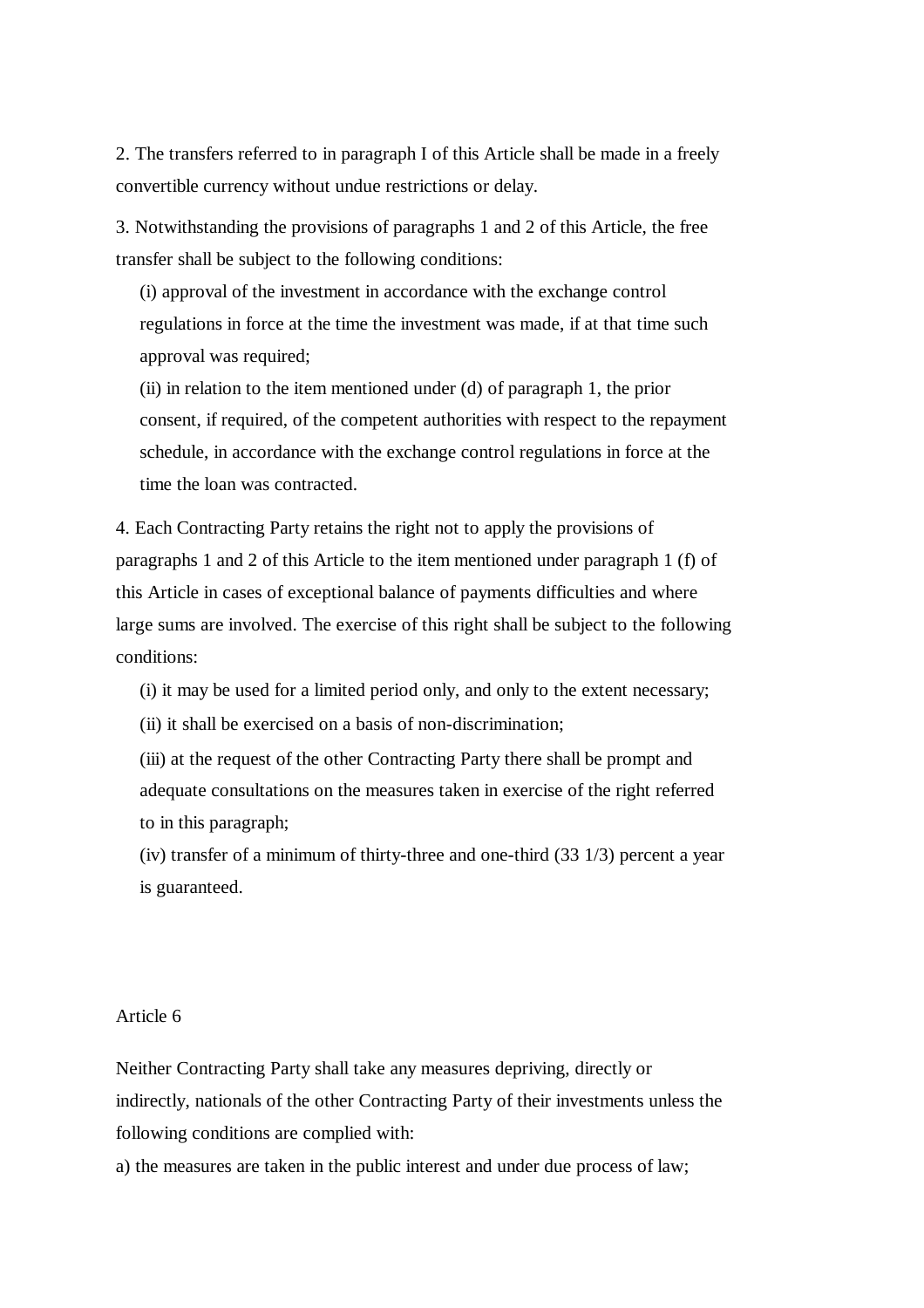2. The transfers referred to in paragraph I of this Article shall be made in a freely convertible currency without undue restrictions or delay.

3. Notwithstanding the provisions of paragraphs 1 and 2 of this Article, the free transfer shall be subject to the following conditions:

(i) approval of the investment in accordance with the exchange control regulations in force at the time the investment was made, if at that time such approval was required;
(ii) in relation to the item mentioned under (d) of paragraph 1, the prior consent, if required, of the competent authorities with respect to the repayment schedule, in accordance with the exchange control regulations in force at the time the loan was contracted.

4. Each Contracting Party retains the right not to apply the provisions of paragraphs 1 and 2 of this Article to the item mentioned under paragraph 1 (f) of this Article in cases of exceptional balance of payments difficulties and where large sums are involved. The exercise of this right shall be subject to the following conditions:

(i) it may be used for a limited period only, and only to the extent necessary;
(ii) it shall be exercised on a basis of non-discrimination;
(iii) at the request of the other Contracting Party there shall be prompt and adequate consultations on the measures taken in exercise of the right referred to in this paragraph;
(iv) transfer of a minimum of thirty-three and one-third (33 1/3) percent a year is guaranteed.

## Article 6

Neither Contracting Party shall take any measures depriving, directly or indirectly, nationals of the other Contracting Party of their investments unless the following conditions are complied with:

a) the measures are taken in the public interest and under due process of law;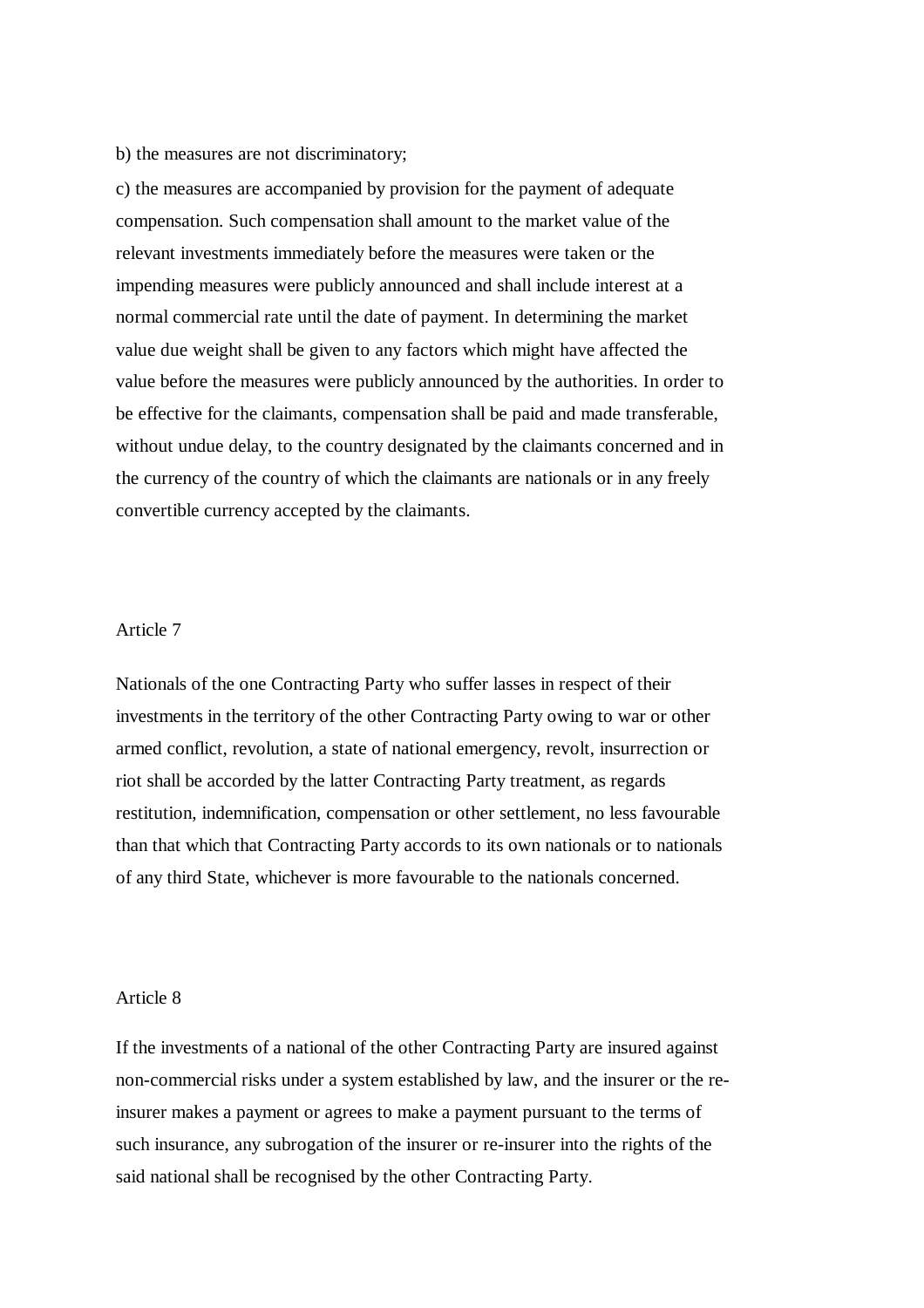b) the measures are not discriminatory;

c) the measures are accompanied by provision for the payment of adequate compensation. Such compensation shall amount to the market value of the relevant investments immediately before the measures were taken or the impending measures were publicly announced and shall include interest at a normal commercial rate until the date of payment. In determining the market value due weight shall be given to any factors which might have affected the value before the measures were publicly announced by the authorities. In order to be effective for the claimants, compensation shall be paid and made transferable, without undue delay, to the country designated by the claimants concerned and in the currency of the country of which the claimants are nationals or in any freely convertible currency accepted by the claimants.

Article 7

Nationals of the one Contracting Party who suffer lasses in respect of their investments in the territory of the other Contracting Party owing to war or other armed conflict, revolution, a state of national emergency, revolt, insurrection or riot shall be accorded by the latter Contracting Party treatment, as regards restitution, indemnification, compensation or other settlement, no less favourable than that which that Contracting Party accords to its own nationals or to nationals of any third State, whichever is more favourable to the nationals concerned.

Article 8

If the investments of a national of the other Contracting Party are insured against non-commercial risks under a system established by law, and the insurer or the re-insurer makes a payment or agrees to make a payment pursuant to the terms of such insurance, any subrogation of the insurer or re-insurer into the rights of the said national shall be recognised by the other Contracting Party.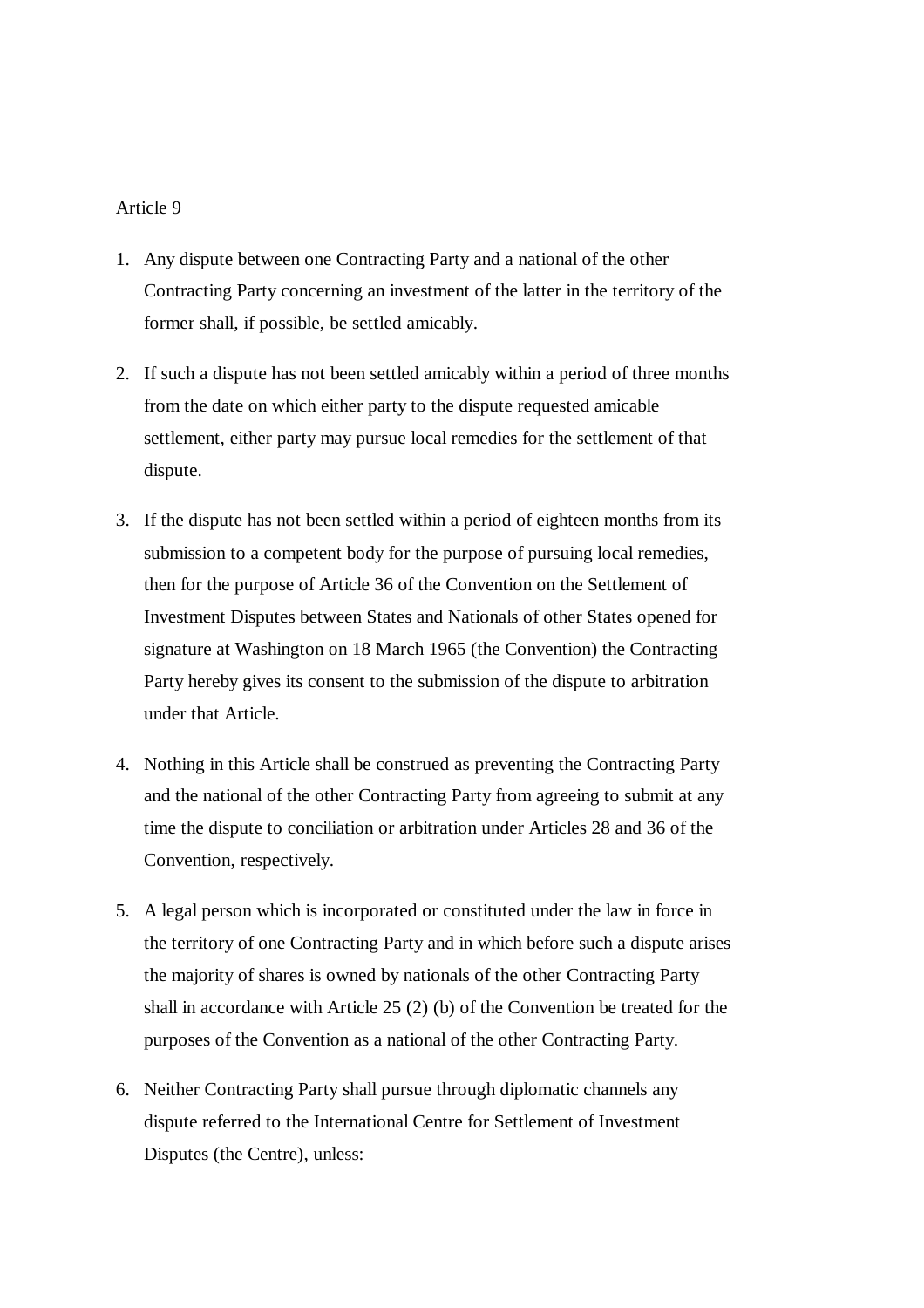Article 9

1. Any dispute between one Contracting Party and a national of the other Contracting Party concerning an investment of the latter in the territory of the former shall, if possible, be settled amicably.

2. If such a dispute has not been settled amicably within a period of three months from the date on which either party to the dispute requested amicable settlement, either party may pursue local remedies for the settlement of that dispute.

3. If the dispute has not been settled within a period of eighteen months from its submission to a competent body for the purpose of pursuing local remedies, then for the purpose of Article 36 of the Convention on the Settlement of Investment Disputes between States and Nationals of other States opened for signature at Washington on 18 March 1965 (the Convention) the Contracting Party hereby gives its consent to the submission of the dispute to arbitration under that Article.

4. Nothing in this Article shall be construed as preventing the Contracting Party and the national of the other Contracting Party from agreeing to submit at any time the dispute to conciliation or arbitration under Articles 28 and 36 of the Convention, respectively.

5. A legal person which is incorporated or constituted under the law in force in the territory of one Contracting Party and in which before such a dispute arises the majority of shares is owned by nationals of the other Contracting Party shall in accordance with Article 25 (2) (b) of the Convention be treated for the purposes of the Convention as a national of the other Contracting Party.

6. Neither Contracting Party shall pursue through diplomatic channels any dispute referred to the International Centre for Settlement of Investment Disputes (the Centre), unless: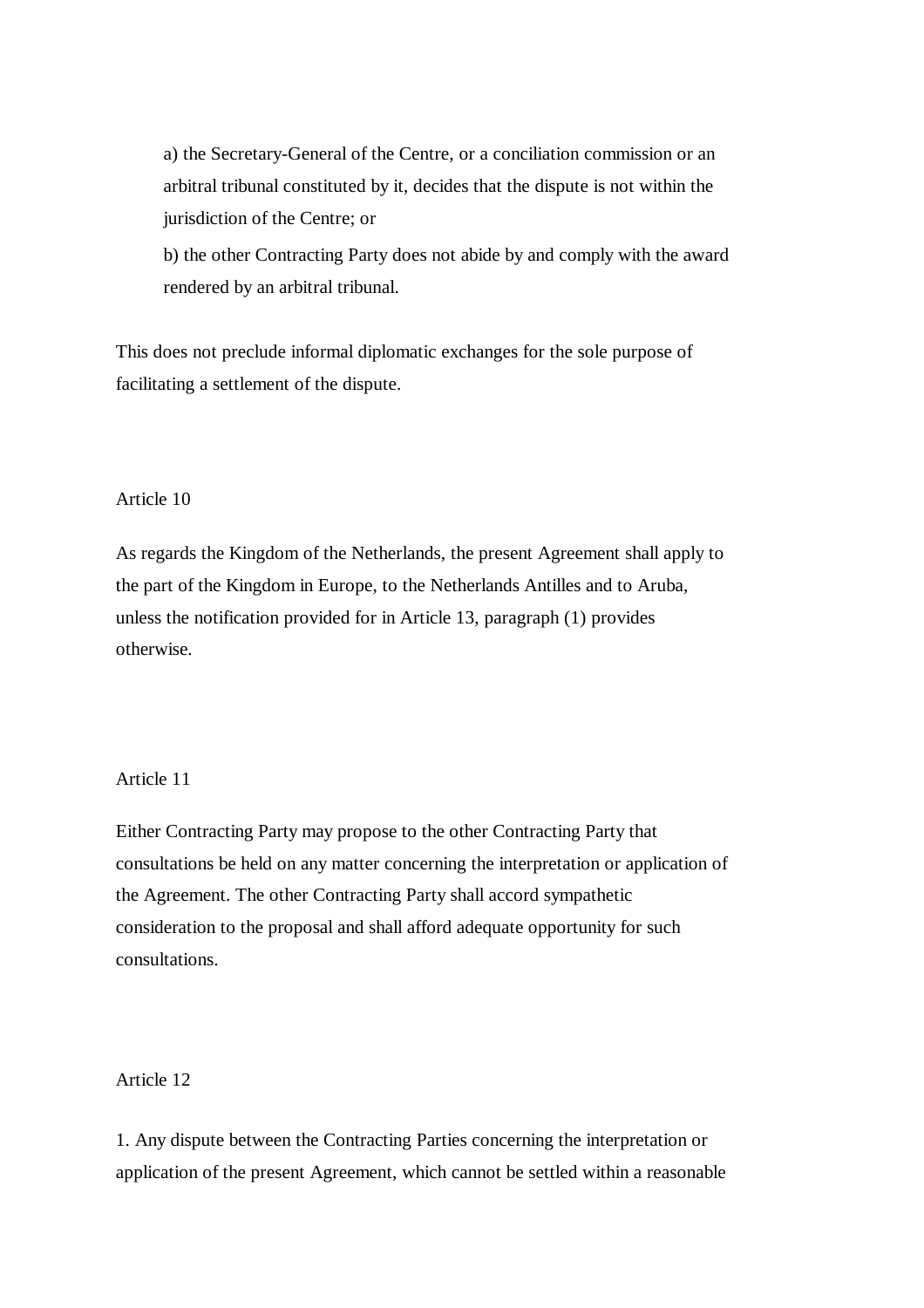a) the Secretary-General of the Centre, or a conciliation commission or an arbitral tribunal constituted by it, decides that the dispute is not within the jurisdiction of the Centre; or

b) the other Contracting Party does not abide by and comply with the award rendered by an arbitral tribunal.

This does not preclude informal diplomatic exchanges for the sole purpose of facilitating a settlement of the dispute.

Article 10

As regards the Kingdom of the Netherlands, the present Agreement shall apply to the part of the Kingdom in Europe, to the Netherlands Antilles and to Aruba, unless the notification provided for in Article 13, paragraph (1) provides otherwise.

Article 11

Either Contracting Party may propose to the other Contracting Party that consultations be held on any matter concerning the interpretation or application of the Agreement. The other Contracting Party shall accord sympathetic consideration to the proposal and shall afford adequate opportunity for such consultations.

Article 12

1. Any dispute between the Contracting Parties concerning the interpretation or application of the present Agreement, which cannot be settled within a reasonable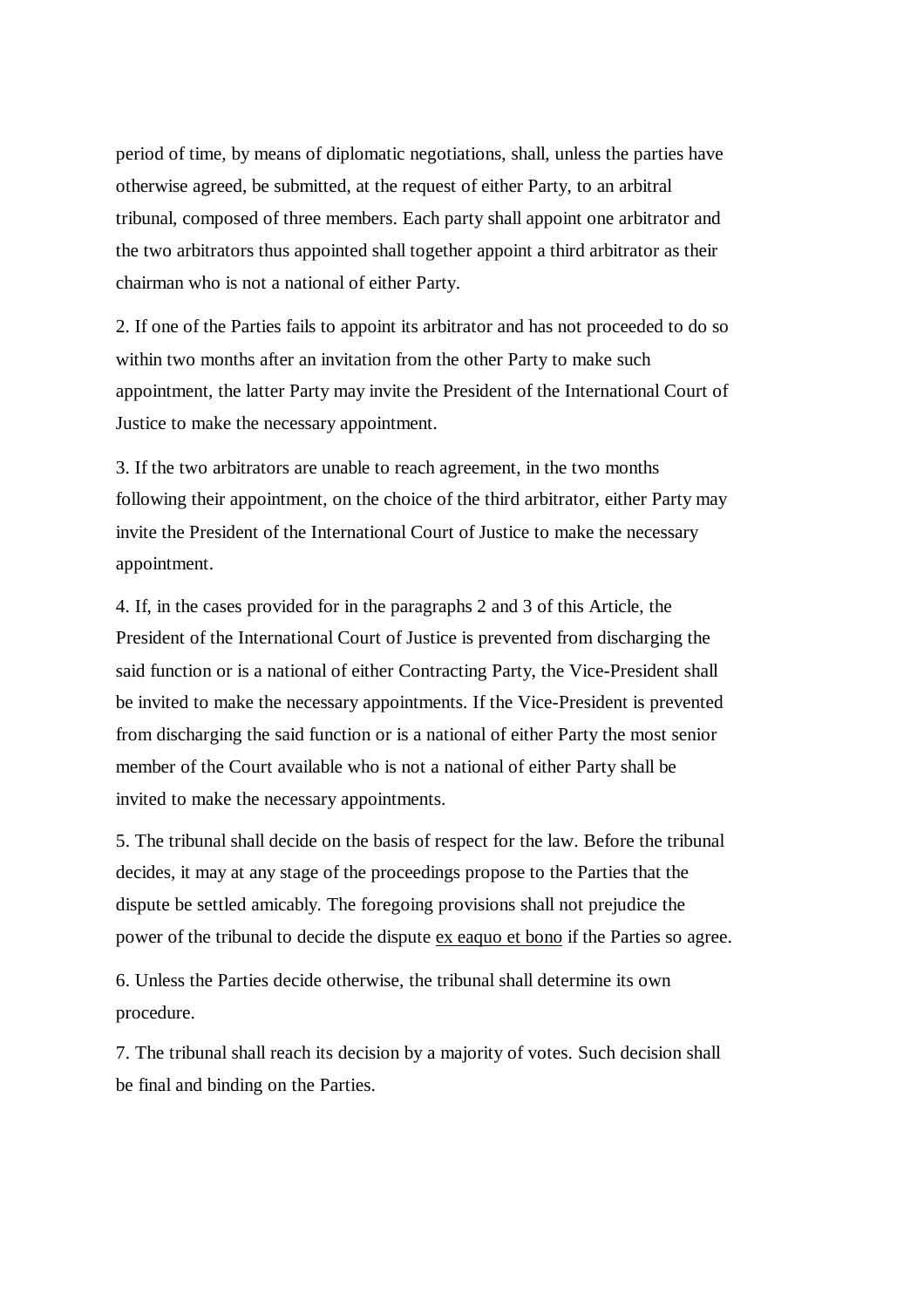period of time, by means of diplomatic negotiations, shall, unless the parties have otherwise agreed, be submitted, at the request of either Party, to an arbitral tribunal, composed of three members. Each party shall appoint one arbitrator and the two arbitrators thus appointed shall together appoint a third arbitrator as their chairman who is not a national of either Party.

2. If one of the Parties fails to appoint its arbitrator and has not proceeded to do so within two months after an invitation from the other Party to make such appointment, the latter Party may invite the President of the International Court of Justice to make the necessary appointment.

3. If the two arbitrators are unable to reach agreement, in the two months following their appointment, on the choice of the third arbitrator, either Party may invite the President of the International Court of Justice to make the necessary appointment.

4. If, in the cases provided for in the paragraphs 2 and 3 of this Article, the President of the International Court of Justice is prevented from discharging the said function or is a national of either Contracting Party, the Vice-President shall be invited to make the necessary appointments. If the Vice-President is prevented from discharging the said function or is a national of either Party the most senior member of the Court available who is not a national of either Party shall be invited to make the necessary appointments.

5. The tribunal shall decide on the basis of respect for the law. Before the tribunal decides, it may at any stage of the proceedings propose to the Parties that the dispute be settled amicably. The foregoing provisions shall not prejudice the power of the tribunal to decide the dispute ex eaquo et bono if the Parties so agree.

6. Unless the Parties decide otherwise, the tribunal shall determine its own procedure.

7. The tribunal shall reach its decision by a majority of votes. Such decision shall be final and binding on the Parties.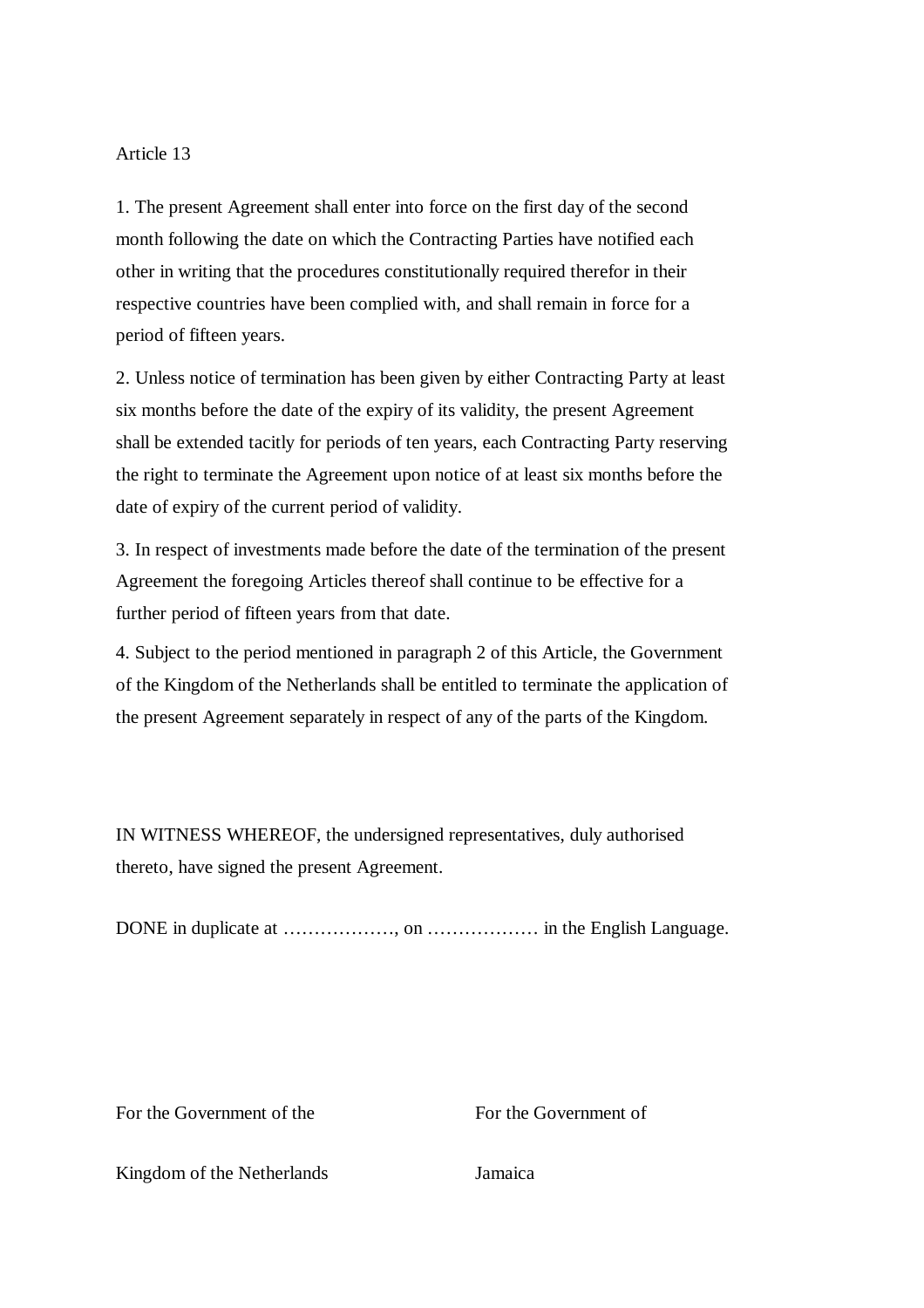Article 13

1. The present Agreement shall enter into force on the first day of the second month following the date on which the Contracting Parties have notified each other in writing that the procedures constitutionally required therefor in their respective countries have been complied with, and shall remain in force for a period of fifteen years.

2. Unless notice of termination has been given by either Contracting Party at least six months before the date of the expiry of its validity, the present Agreement shall be extended tacitly for periods of ten years, each Contracting Party reserving the right to terminate the Agreement upon notice of at least six months before the date of expiry of the current period of validity.

3. In respect of investments made before the date of the termination of the present Agreement the foregoing Articles thereof shall continue to be effective for a further period of fifteen years from that date.

4. Subject to the period mentioned in paragraph 2 of this Article, the Government of the Kingdom of the Netherlands shall be entitled to terminate the application of the present Agreement separately in respect of any of the parts of the Kingdom.

IN WITNESS WHEREOF, the undersigned representatives, duly authorised thereto, have signed the present Agreement.

DONE in duplicate at ………………, on ……………… in the English Language.

For the Government of the Kingdom of the Netherlands

For the Government of Jamaica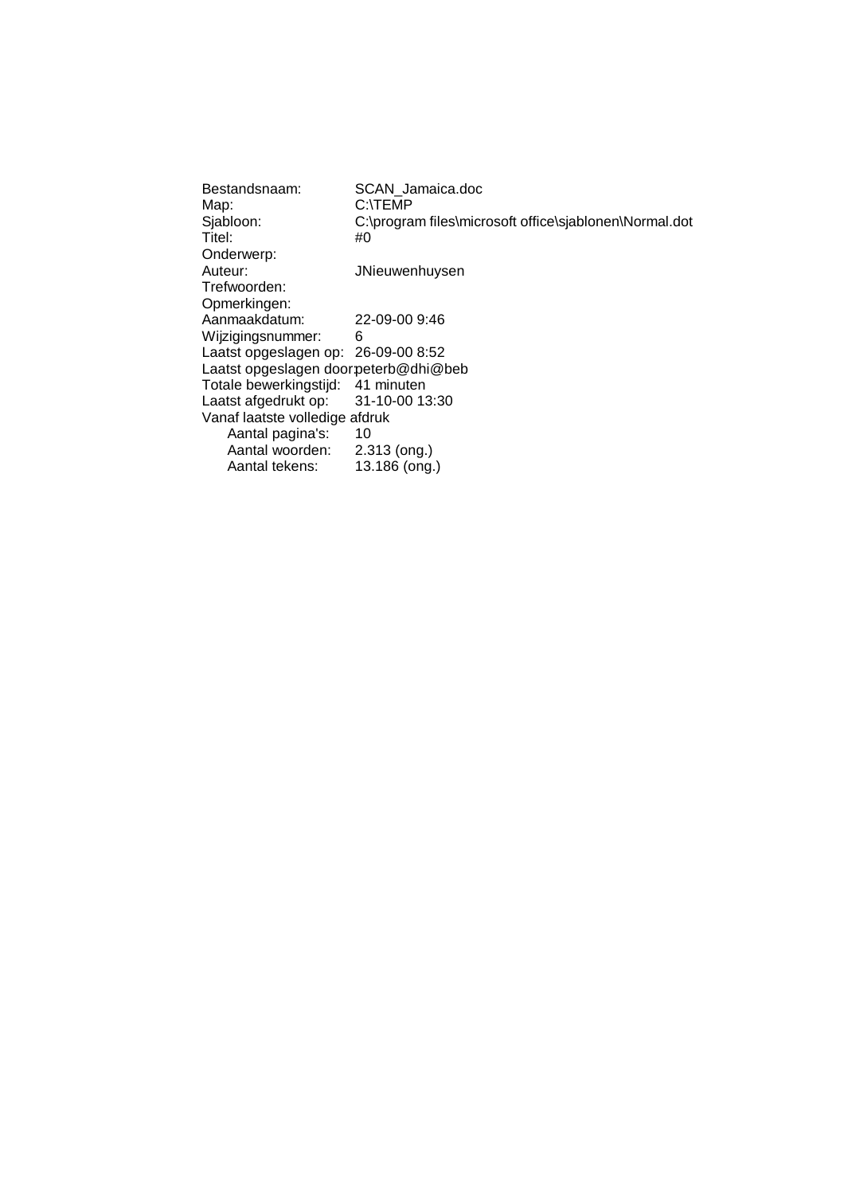| | |
|---|---|
| Bestandsnaam: | SCAN_Jamaica.doc |
| Map: | C:\TEMP |
| Sjabloon: | C:\program files\microsoft office\sjablonen\Normal.dot |
| Titel: | #0 |
| Onderwerp: | |
| Auteur: | JNieuwenhuysen |
| Trefwoorden: | |
| Opmerkingen: | |
| Aanmaakdatum: | 22-09-00 9:46 |
| Wijzigingsnummer: | 6 |
| Laatst opgeslagen op: | 26-09-00 8:52 |
| Laatst opgeslagen door: | peterb@dhi@beb |
| Totale bewerkingstijd: | 41 minuten |
| Laatst afgedrukt op: | 31-10-00 13:30 |
| Vanaf laatste volledige afdruk | |
| Aantal pagina's: | 10 |
| Aantal woorden: | 2.313 (ong.) |
| Aantal tekens: | 13.186 (ong.) |